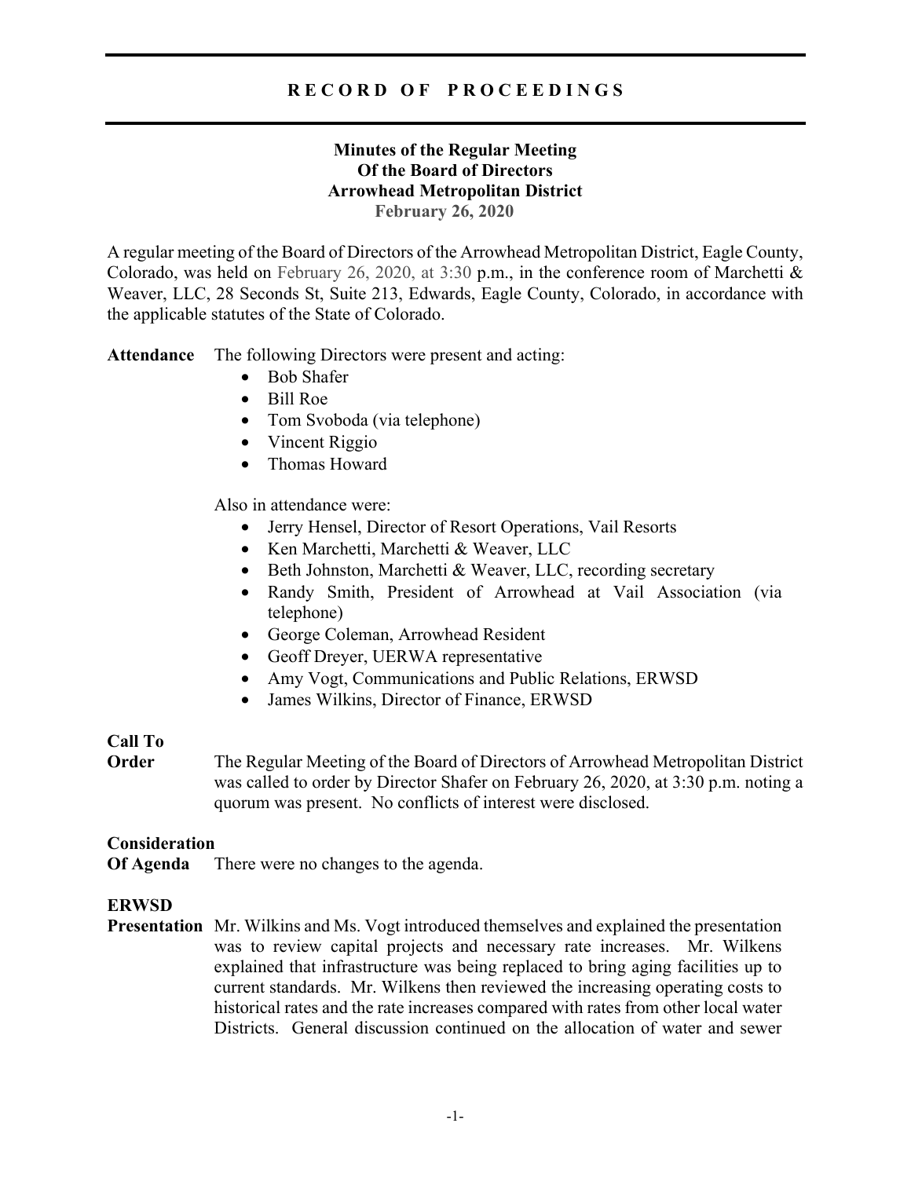# RECORD OF PROCEEDINGS

## Minutes of the Regular Meeting
## Of the Board of Directors
## Arrowhead Metropolitan District
### February 26, 2020

A regular meeting of the Board of Directors of the Arrowhead Metropolitan District, Eagle County, Colorado, was held on February 26, 2020, at 3:30 p.m., in the conference room of Marchetti & Weaver, LLC, 28 Seconds St, Suite 213, Edwards, Eagle County, Colorado, in accordance with the applicable statutes of the State of Colorado.

**Attendance** The following Directors were present and acting:

- Bob Shafer
- Bill Roe
- Tom Svoboda (via telephone)
- Vincent Riggio
- Thomas Howard

Also in attendance were:

- Jerry Hensel, Director of Resort Operations, Vail Resorts
- Ken Marchetti, Marchetti & Weaver, LLC
- Beth Johnston, Marchetti & Weaver, LLC, recording secretary
- Randy Smith, President of Arrowhead at Vail Association (via telephone)
- George Coleman, Arrowhead Resident
- Geoff Dreyer, UERWA representative
- Amy Vogt, Communications and Public Relations, ERWSD
- James Wilkins, Director of Finance, ERWSD

**Call To Order** The Regular Meeting of the Board of Directors of Arrowhead Metropolitan District was called to order by Director Shafer on February 26, 2020, at 3:30 p.m. noting a quorum was present. No conflicts of interest were disclosed.

**Consideration Of Agenda** There were no changes to the agenda.

**ERWSD Presentation** Mr. Wilkins and Ms. Vogt introduced themselves and explained the presentation was to review capital projects and necessary rate increases. Mr. Wilkens explained that infrastructure was being replaced to bring aging facilities up to current standards. Mr. Wilkens then reviewed the increasing operating costs to historical rates and the rate increases compared with rates from other local water Districts. General discussion continued on the allocation of water and sewer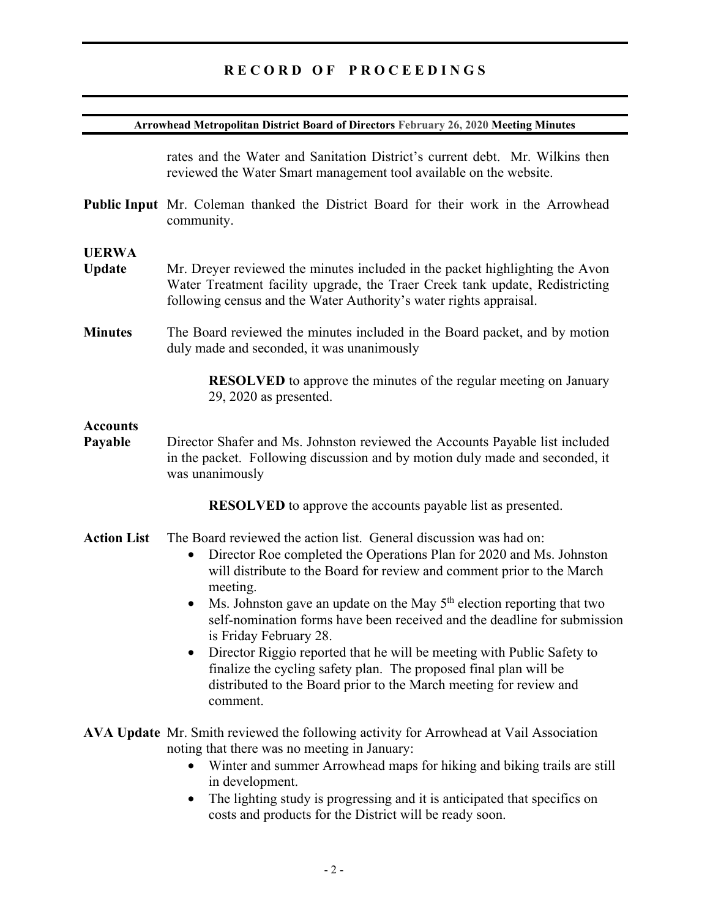rates and the Water and Sanitation District's current debt. Mr. Wilkins then reviewed the Water Smart management tool available on the website.

**Public Input** Mr. Coleman thanked the District Board for their work in the Arrowhead community.

**UERWA Update** Mr. Dreyer reviewed the minutes included in the packet highlighting the Avon Water Treatment facility upgrade, the Traer Creek tank update, Redistricting following census and the Water Authority's water rights appraisal.

**Minutes** The Board reviewed the minutes included in the Board packet, and by motion duly made and seconded, it was unanimously

> **RESOLVED** to approve the minutes of the regular meeting on January 29, 2020 as presented.

**Accounts Payable** Director Shafer and Ms. Johnston reviewed the Accounts Payable list included in the packet. Following discussion and by motion duly made and seconded, it was unanimously

> **RESOLVED** to approve the accounts payable list as presented.

**Action List** The Board reviewed the action list. General discussion was had on:

- Director Roe completed the Operations Plan for 2020 and Ms. Johnston will distribute to the Board for review and comment prior to the March meeting.
- Ms. Johnston gave an update on the May 5th election reporting that two self-nomination forms have been received and the deadline for submission is Friday February 28.
- Director Riggio reported that he will be meeting with Public Safety to finalize the cycling safety plan. The proposed final plan will be distributed to the Board prior to the March meeting for review and comment.

**AVA Update** Mr. Smith reviewed the following activity for Arrowhead at Vail Association noting that there was no meeting in January:

- Winter and summer Arrowhead maps for hiking and biking trails are still in development.
- The lighting study is progressing and it is anticipated that specifics on costs and products for the District will be ready soon.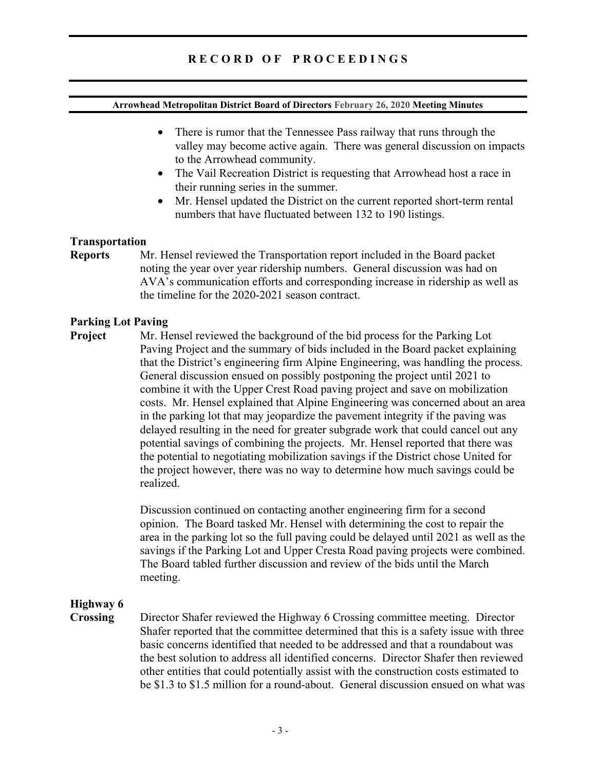- There is rumor that the Tennessee Pass railway that runs through the valley may become active again. There was general discussion on impacts to the Arrowhead community.
- The Vail Recreation District is requesting that Arrowhead host a race in their running series in the summer.
- Mr. Hensel updated the District on the current reported short-term rental numbers that have fluctuated between 132 to 190 listings.

**Transportation Reports** Mr. Hensel reviewed the Transportation report included in the Board packet noting the year over year ridership numbers. General discussion was had on AVA's communication efforts and corresponding increase in ridership as well as the timeline for the 2020-2021 season contract.

**Parking Lot Paving Project** Mr. Hensel reviewed the background of the bid process for the Parking Lot Paving Project and the summary of bids included in the Board packet explaining that the District's engineering firm Alpine Engineering, was handling the process. General discussion ensued on possibly postponing the project until 2021 to combine it with the Upper Crest Road paving project and save on mobilization costs. Mr. Hensel explained that Alpine Engineering was concerned about an area in the parking lot that may jeopardize the pavement integrity if the paving was delayed resulting in the need for greater subgrade work that could cancel out any potential savings of combining the projects. Mr. Hensel reported that there was the potential to negotiating mobilization savings if the District chose United for the project however, there was no way to determine how much savings could be realized.

Discussion continued on contacting another engineering firm for a second opinion. The Board tasked Mr. Hensel with determining the cost to repair the area in the parking lot so the full paving could be delayed until 2021 as well as the savings if the Parking Lot and Upper Cresta Road paving projects were combined. The Board tabled further discussion and review of the bids until the March meeting.

**Highway 6 Crossing** Director Shafer reviewed the Highway 6 Crossing committee meeting. Director Shafer reported that the committee determined that this is a safety issue with three basic concerns identified that needed to be addressed and that a roundabout was the best solution to address all identified concerns. Director Shafer then reviewed other entities that could potentially assist with the construction costs estimated to be \$1.3 to \$1.5 million for a round-about. General discussion ensued on what was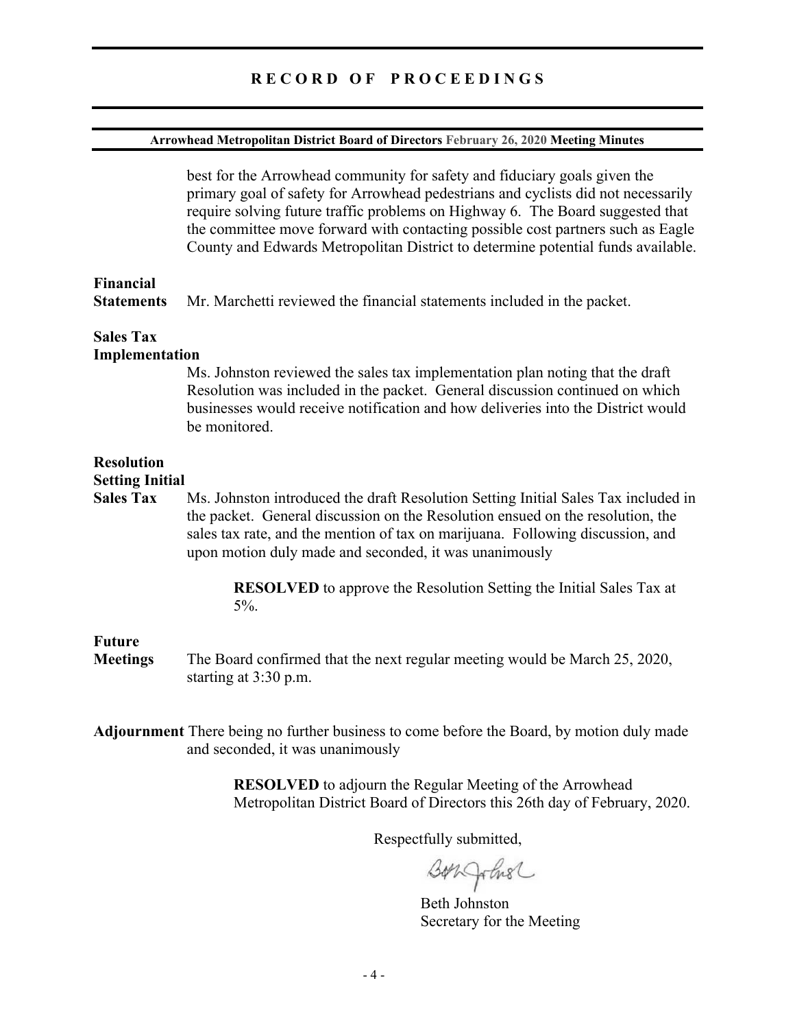best for the Arrowhead community for safety and fiduciary goals given the primary goal of safety for Arrowhead pedestrians and cyclists did not necessarily require solving future traffic problems on Highway 6. The Board suggested that the committee move forward with contacting possible cost partners such as Eagle County and Edwards Metropolitan District to determine potential funds available.

**Financial Statements** Mr. Marchetti reviewed the financial statements included in the packet.

**Sales Tax Implementation**

Ms. Johnston reviewed the sales tax implementation plan noting that the draft Resolution was included in the packet. General discussion continued on which businesses would receive notification and how deliveries into the District would be monitored.

**Resolution Setting Initial Sales Tax** Ms. Johnston introduced the draft Resolution Setting Initial Sales Tax included in the packet. General discussion on the Resolution ensued on the resolution, the sales tax rate, and the mention of tax on marijuana. Following discussion, and upon motion duly made and seconded, it was unanimously

> **RESOLVED** to approve the Resolution Setting the Initial Sales Tax at 5%.

**Future Meetings** The Board confirmed that the next regular meeting would be March 25, 2020, starting at 3:30 p.m.

**Adjournment** There being no further business to come before the Board, by motion duly made and seconded, it was unanimously

> **RESOLVED** to adjourn the Regular Meeting of the Arrowhead Metropolitan District Board of Directors this 26th day of February, 2020.

Respectfully submitted,

Beth Johnston
Secretary for the Meeting